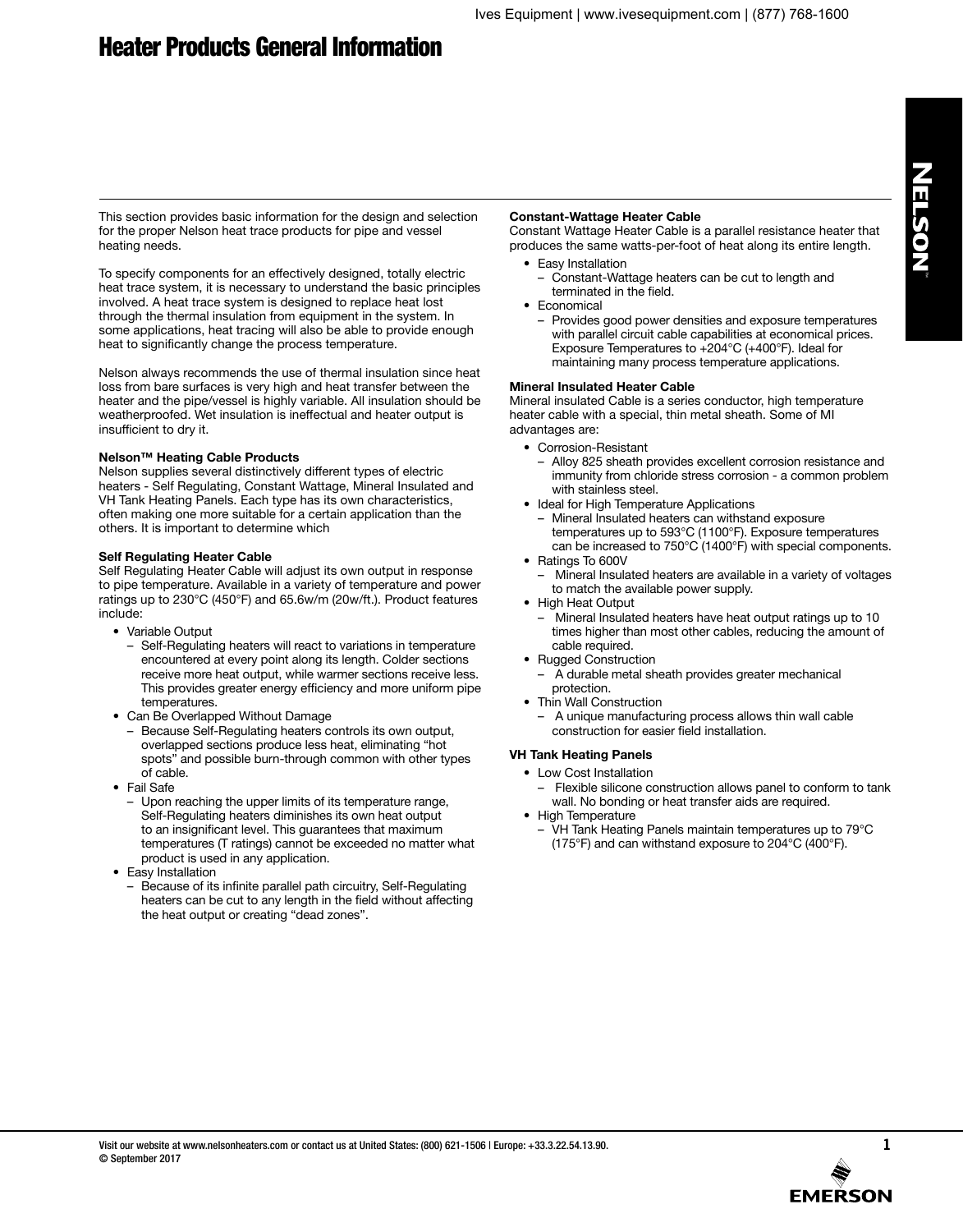# Heater Products General Information

This section provides basic information for the design and selection for the proper Nelson heat trace products for pipe and vessel heating needs.

To specify components for an effectively designed, totally electric heat trace system, it is necessary to understand the basic principles involved. A heat trace system is designed to replace heat lost through the thermal insulation from equipment in the system. In some applications, heat tracing will also be able to provide enough heat to significantly change the process temperature.

Nelson always recommends the use of thermal insulation since heat loss from bare surfaces is very high and heat transfer between the heater and the pipe/vessel is highly variable. All insulation should be weatherproofed. Wet insulation is ineffectual and heater output is insufficient to dry it.

**Nelson™ Heating Cable Products**
Nelson supplies several distinctively different types of electric heaters - Self Regulating, Constant Wattage, Mineral Insulated and VH Tank Heating Panels. Each type has its own characteristics, often making one more suitable for a certain application than the others. It is important to determine which

**Self Regulating Heater Cable**
Self Regulating Heater Cable will adjust its own output in response to pipe temperature. Available in a variety of temperature and power ratings up to 230°C (450°F) and 65.6w/m (20w/ft.). Product features include:

- Variable Output
  - Self-Regulating heaters will react to variations in temperature encountered at every point along its length. Colder sections receive more heat output, while warmer sections receive less. This provides greater energy efficiency and more uniform pipe temperatures.
- Can Be Overlapped Without Damage
  - Because Self-Regulating heaters controls its own output, overlapped sections produce less heat, eliminating "hot spots" and possible burn-through common with other types of cable.
- Fail Safe
  - Upon reaching the upper limits of its temperature range, Self-Regulating heaters diminishes its own heat output to an insignificant level. This guarantees that maximum temperatures (T ratings) cannot be exceeded no matter what product is used in any application.
- Easy Installation
  - Because of its infinite parallel path circuitry, Self-Regulating heaters can be cut to any length in the field without affecting the heat output or creating "dead zones".

**Constant-Wattage Heater Cable**
Constant Wattage Heater Cable is a parallel resistance heater that produces the same watts-per-foot of heat along its entire length.

- Easy Installation
  - Constant-Wattage heaters can be cut to length and terminated in the field.
- Economical
  - Provides good power densities and exposure temperatures with parallel circuit cable capabilities at economical prices. Exposure Temperatures to +204°C (+400°F). Ideal for maintaining many process temperature applications.

**Mineral Insulated Heater Cable**
Mineral insulated Cable is a series conductor, high temperature heater cable with a special, thin metal sheath. Some of MI advantages are:

- Corrosion-Resistant
  - Alloy 825 sheath provides excellent corrosion resistance and immunity from chloride stress corrosion - a common problem with stainless steel.
- Ideal for High Temperature Applications
  - Mineral Insulated heaters can withstand exposure temperatures up to 593°C (1100°F). Exposure temperatures can be increased to 750°C (1400°F) with special components.
- Ratings To 600V
  - Mineral Insulated heaters are available in a variety of voltages to match the available power supply.
- High Heat Output
  - Mineral Insulated heaters have heat output ratings up to 10 times higher than most other cables, reducing the amount of cable required.
- Rugged Construction
  - A durable metal sheath provides greater mechanical protection.
- Thin Wall Construction
  - A unique manufacturing process allows thin wall cable construction for easier field installation.

**VH Tank Heating Panels**

- Low Cost Installation
  - Flexible silicone construction allows panel to conform to tank wall. No bonding or heat transfer aids are required.
- High Temperature
  - VH Tank Heating Panels maintain temperatures up to 79°C (175°F) and can withstand exposure to 204°C (400°F).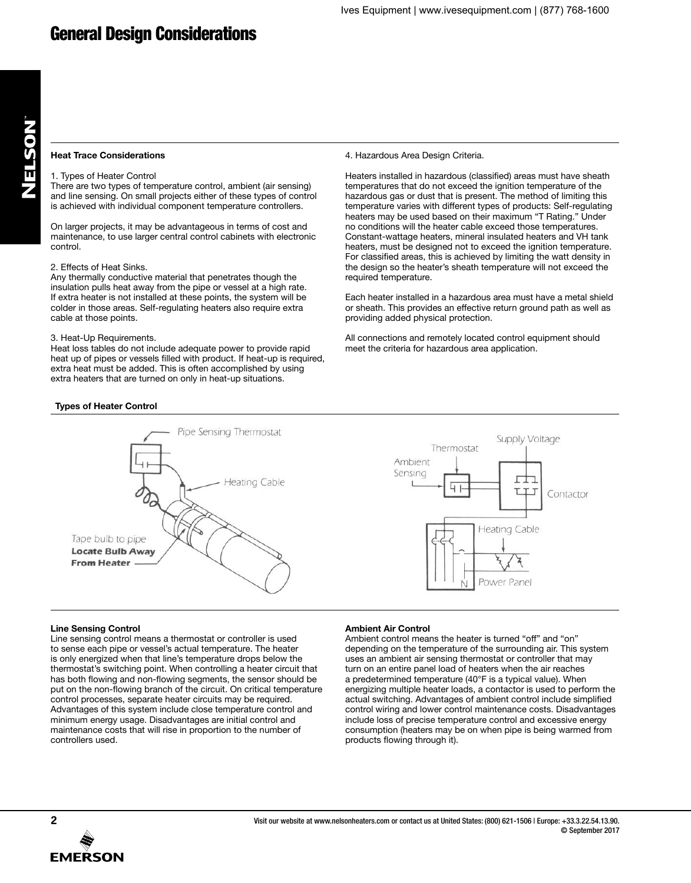# General Design Considerations

### Heat Trace Considerations

1. Types of Heater Control
There are two types of temperature control, ambient (air sensing) and line sensing. On small projects either of these types of control is achieved with individual component temperature controllers.

On larger projects, it may be advantageous in terms of cost and maintenance, to use larger central control cabinets with electronic control.

2. Effects of Heat Sinks.
Any thermally conductive material that penetrates though the insulation pulls heat away from the pipe or vessel at a high rate. If extra heater is not installed at these points, the system will be colder in those areas. Self-regulating heaters also require extra cable at those points.

3. Heat-Up Requirements.
Heat loss tables do not include adequate power to provide rapid heat up of pipes or vessels filled with product. If heat-up is required, extra heat must be added. This is often accomplished by using extra heaters that are turned on only in heat-up situations.

4. Hazardous Area Design Criteria.

Heaters installed in hazardous (classified) areas must have sheath temperatures that do not exceed the ignition temperature of the hazardous gas or dust that is present. The method of limiting this temperature varies with different types of products: Self-regulating heaters may be used based on their maximum "T Rating." Under no conditions will the heater cable exceed those temperatures. Constant-wattage heaters, mineral insulated heaters and VH tank heaters, must be designed not to exceed the ignition temperature. For classified areas, this is achieved by limiting the watt density in the design so the heater's sheath temperature will not exceed the required temperature.

Each heater installed in a hazardous area must have a metal shield or sheath. This provides an effective return ground path as well as providing added physical protection.

All connections and remotely located control equipment should meet the criteria for hazardous area application.

### Types of Heater Control

Pipe Sensing Thermostat — Heating Cable — Tape bulb to pipe — **Locate Bulb Away From Heater**

Supply Voltage — Thermostat — Ambient Sensing — Contactor — Heating Cable — N — Power Panel

### Line Sensing Control

Line sensing control means a thermostat or controller is used to sense each pipe or vessel's actual temperature. The heater is only energized when that line's temperature drops below the thermostat's switching point. When controlling a heater circuit that has both flowing and non-flowing segments, the sensor should be put on the non-flowing branch of the circuit. On critical temperature control processes, separate heater circuits may be required. Advantages of this system include close temperature control and minimum energy usage. Disadvantages are initial control and maintenance costs that will rise in proportion to the number of controllers used.

### Ambient Air Control

Ambient control means the heater is turned "off" and "on" depending on the temperature of the surrounding air. This system uses an ambient air sensing thermostat or controller that may turn on an entire panel load of heaters when the air reaches a predetermined temperature (40°F is a typical value). When energizing multiple heater loads, a contactor is used to perform the actual switching. Advantages of ambient control include simplified control wiring and lower control maintenance costs. Disadvantages include loss of precise temperature control and excessive energy consumption (heaters may be on when pipe is being warmed from products flowing through it).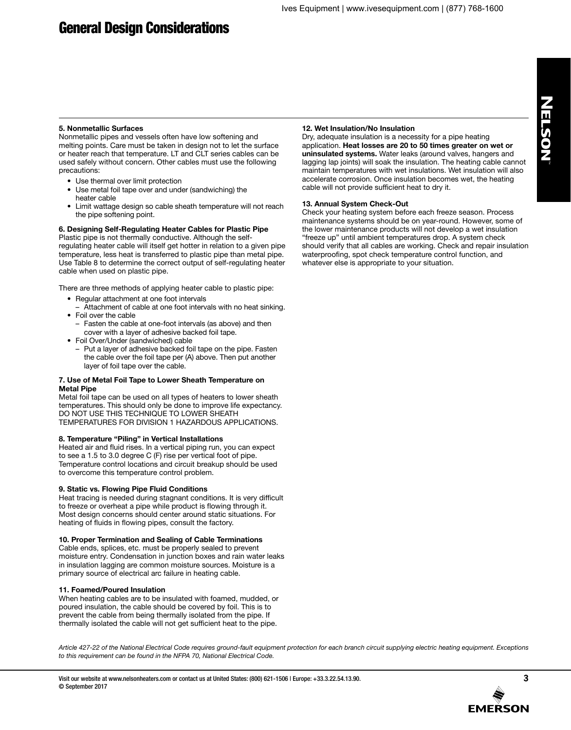# General Design Considerations

### 5. Nonmetallic Surfaces

Nonmetallic pipes and vessels often have low softening and melting points. Care must be taken in design not to let the surface or heater reach that temperature. LT and CLT series cables can be used safely without concern. Other cables must use the following precautions:

- Use thermal over limit protection
- Use metal foil tape over and under (sandwiching) the heater cable
- Limit wattage design so cable sheath temperature will not reach the pipe softening point.

### 6. Designing Self-Regulating Heater Cables for Plastic Pipe

Plastic pipe is not thermally conductive. Although the self-regulating heater cable will itself get hotter in relation to a given pipe temperature, less heat is transferred to plastic pipe than metal pipe. Use Table 8 to determine the correct output of self-regulating heater cable when used on plastic pipe.

There are three methods of applying heater cable to plastic pipe:

- Regular attachment at one foot intervals
  - Attachment of cable at one foot intervals with no heat sinking.
- Foil over the cable
  - Fasten the cable at one-foot intervals (as above) and then cover with a layer of adhesive backed foil tape.
- Foil Over/Under (sandwiched) cable
  - Put a layer of adhesive backed foil tape on the pipe. Fasten the cable over the foil tape per (A) above. Then put another layer of foil tape over the cable.

### 7. Use of Metal Foil Tape to Lower Sheath Temperature on Metal Pipe

Metal foil tape can be used on all types of heaters to lower sheath temperatures. This should only be done to improve life expectancy. DO NOT USE THIS TECHNIQUE TO LOWER SHEATH TEMPERATURES FOR DIVISION 1 HAZARDOUS APPLICATIONS.

### 8. Temperature "Piling" in Vertical Installations

Heated air and fluid rises. In a vertical piping run, you can expect to see a 1.5 to 3.0 degree C (F) rise per vertical foot of pipe. Temperature control locations and circuit breakup should be used to overcome this temperature control problem.

### 9. Static vs. Flowing Pipe Fluid Conditions

Heat tracing is needed during stagnant conditions. It is very difficult to freeze or overheat a pipe while product is flowing through it. Most design concerns should center around static situations. For heating of fluids in flowing pipes, consult the factory.

### 10. Proper Termination and Sealing of Cable Terminations

Cable ends, splices, etc. must be properly sealed to prevent moisture entry. Condensation in junction boxes and rain water leaks in insulation lagging are common moisture sources. Moisture is a primary source of electrical arc failure in heating cable.

### 11. Foamed/Poured Insulation

When heating cables are to be insulated with foamed, mudded, or poured insulation, the cable should be covered by foil. This is to prevent the cable from being thermally isolated from the pipe. If thermally isolated the cable will not get sufficient heat to the pipe.

### 12. Wet Insulation/No Insulation

Dry, adequate insulation is a necessity for a pipe heating application. **Heat losses are 20 to 50 times greater on wet or uninsulated systems.** Water leaks (around valves, hangers and lagging lap joints) will soak the insulation. The heating cable cannot maintain temperatures with wet insulations. Wet insulation will also accelerate corrosion. Once insulation becomes wet, the heating cable will not provide sufficient heat to dry it.

### 13. Annual System Check-Out

Check your heating system before each freeze season. Process maintenance systems should be on year-round. However, some of the lower maintenance products will not develop a wet insulation "freeze up" until ambient temperatures drop. A system check should verify that all cables are working. Check and repair insulation waterproofing, spot check temperature control function, and whatever else is appropriate to your situation.

*Article 427-22 of the National Electrical Code requires ground-fault equipment protection for each branch circuit supplying electric heating equipment. Exceptions to this requirement can be found in the NFPA 70, National Electrical Code.*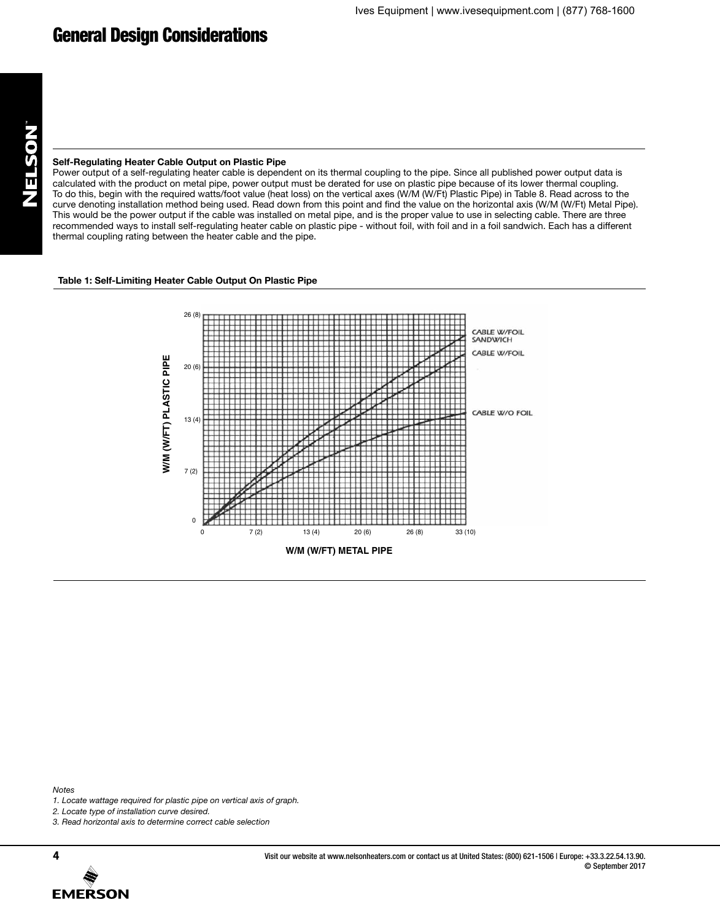# General Design Considerations

**Self-Regulating Heater Cable Output on Plastic Pipe**

Power output of a self-regulating heater cable is dependent on its thermal coupling to the pipe. Since all published power output data is calculated with the product on metal pipe, power output must be derated for use on plastic pipe because of its lower thermal coupling. To do this, begin with the required watts/foot value (heat loss) on the vertical axes (W/M (W/Ft) Plastic Pipe) in Table 8. Read across to the curve denoting installation method being used. Read down from this point and find the value on the horizontal axis (W/M (W/Ft) Metal Pipe). This would be the power output if the cable was installed on metal pipe, and is the proper value to use in selecting cable. There are three recommended ways to install self-regulating heater cable on plastic pipe - without foil, with foil and in a foil sandwich. Each has a different thermal coupling rating between the heater cable and the pipe.

**Table 1: Self-Limiting Heater Cable Output On Plastic Pipe**

*Notes*

1. *Locate wattage required for plastic pipe on vertical axis of graph.*
2. *Locate type of installation curve desired.*
3. *Read horizontal axis to determine correct cable selection*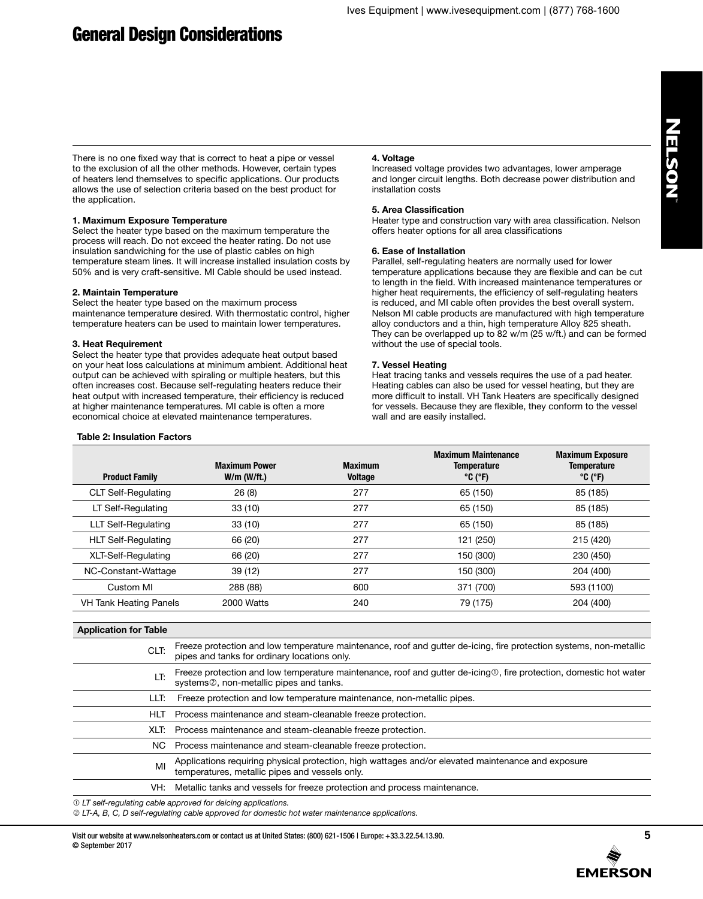# General Design Considerations

There is no one fixed way that is correct to heat a pipe or vessel to the exclusion of all the other methods. However, certain types of heaters lend themselves to specific applications. Our products allows the use of selection criteria based on the best product for the application.

**1. Maximum Exposure Temperature**
Select the heater type based on the maximum temperature the process will reach. Do not exceed the heater rating. Do not use insulation sandwiching for the use of plastic cables on high temperature steam lines. It will increase installed insulation costs by 50% and is very craft-sensitive. MI Cable should be used instead.

**2. Maintain Temperature**
Select the heater type based on the maximum process maintenance temperature desired. With thermostatic control, higher temperature heaters can be used to maintain lower temperatures.

**3. Heat Requirement**
Select the heater type that provides adequate heat output based on your heat loss calculations at minimum ambient. Additional heat output can be achieved with spiraling or multiple heaters, but this often increases cost. Because self-regulating heaters reduce their heat output with increased temperature, their efficiency is reduced at higher maintenance temperatures. MI cable is often a more economical choice at elevated maintenance temperatures.

**4. Voltage**
Increased voltage provides two advantages, lower amperage and longer circuit lengths. Both decrease power distribution and installation costs

**5. Area Classification**
Heater type and construction vary with area classification. Nelson offers heater options for all area classifications

**6. Ease of Installation**
Parallel, self-regulating heaters are normally used for lower temperature applications because they are flexible and can be cut to length in the field. With increased maintenance temperatures or higher heat requirements, the efficiency of self-regulating heaters is reduced, and MI cable often provides the best overall system. Nelson MI cable products are manufactured with high temperature alloy conductors and a thin, high temperature Alloy 825 sheath. They can be overlapped up to 82 w/m (25 w/ft.) and can be formed without the use of special tools.

**7. Vessel Heating**
Heat tracing tanks and vessels requires the use of a pad heater. Heating cables can also be used for vessel heating, but they are more difficult to install. VH Tank Heaters are specifically designed for vessels. Because they are flexible, they conform to the vessel wall and are easily installed.

**Table 2: Insulation Factors**

| Product Family | Maximum Power W/m (W/ft.) | Maximum Voltage | Maximum Maintenance Temperature °C (°F) | Maximum Exposure Temperature °C (°F) |
|---|---|---|---|---|
| CLT Self-Regulating | 26 (8) | 277 | 65 (150) | 85 (185) |
| LT Self-Regulating | 33 (10) | 277 | 65 (150) | 85 (185) |
| LLT Self-Regulating | 33 (10) | 277 | 65 (150) | 85 (185) |
| HLT Self-Regulating | 66 (20) | 277 | 121 (250) | 215 (420) |
| XLT-Self-Regulating | 66 (20) | 277 | 150 (300) | 230 (450) |
| NC-Constant-Wattage | 39 (12) | 277 | 150 (300) | 204 (400) |
| Custom MI | 288 (88) | 600 | 371 (700) | 593 (1100) |
| VH Tank Heating Panels | 2000 Watts | 240 | 79 (175) | 204 (400) |

| Application for Table | |
|---|---|
| CLT: | Freeze protection and low temperature maintenance, roof and gutter de-icing, fire protection systems, non-metallic pipes and tanks for ordinary locations only. |
| LT: | Freeze protection and low temperature maintenance, roof and gutter de-icing①, fire protection, domestic hot water systems②, non-metallic pipes and tanks. |
| LLT: | Freeze protection and low temperature maintenance, non-metallic pipes. |
| HLT | Process maintenance and steam-cleanable freeze protection. |
| XLT: | Process maintenance and steam-cleanable freeze protection. |
| NC | Process maintenance and steam-cleanable freeze protection. |
| MI | Applications requiring physical protection, high wattages and/or elevated maintenance and exposure temperatures, metallic pipes and vessels only. |
| VH: | Metallic tanks and vessels for freeze protection and process maintenance. |

*① LT self-regulating cable approved for deicing applications.*
*② LT-A, B, C, D self-regulating cable approved for domestic hot water maintenance applications.*

Visit our website at www.nelsonheaters.com or contact us at United States: (800) 621-1506 | Europe: +33.3.22.54.13.90.
© September 2017